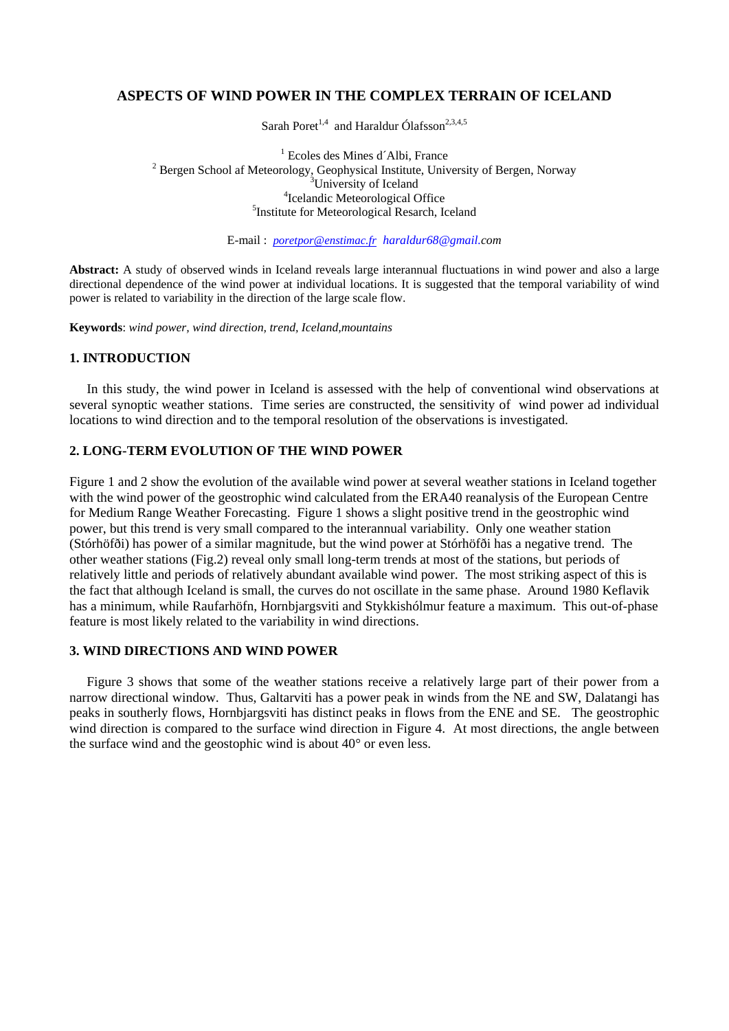# ASPECTS OF WIND POWER IN THE COMPLEX TERRAIN OF ICELAND

Sarah Poret[1,4] and Haraldur Ólafsson[2,3,4,5]

[1] Ecoles des Mines d´Albi, France
[2] Bergen School of Meteorology, Geophysical Institute, University of Bergen, Norway
[3] University of Iceland
[4] Icelandic Meteorological Office
[5] Institute for Meteorological Resarch, Iceland

E-mail : *poretpor@enstimac.fr* *haraldur68@gmail.com*

**Abstract:** A study of observed winds in Iceland reveals large interannual fluctuations in wind power and also a large directional dependence of the wind power at individual locations. It is suggested that the temporal variability of wind power is related to variability in the direction of the large scale flow.

**Keywords**: *wind power, wind direction, trend, Iceland,mountains*

## 1. INTRODUCTION

In this study, the wind power in Iceland is assessed with the help of conventional wind observations at several synoptic weather stations. Time series are constructed, the sensitivity of wind power ad individual locations to wind direction and to the temporal resolution of the observations is investigated.

## 2. LONG-TERM EVOLUTION OF THE WIND POWER

Figure 1 and 2 show the evolution of the available wind power at several weather stations in Iceland together with the wind power of the geostrophic wind calculated from the ERA40 reanalysis of the European Centre for Medium Range Weather Forecasting. Figure 1 shows a slight positive trend in the geostrophic wind power, but this trend is very small compared to the interannual variability. Only one weather station (Stórhöfði) has power of a similar magnitude, but the wind power at Stórhöfði has a negative trend. The other weather stations (Fig.2) reveal only small long-term trends at most of the stations, but periods of relatively little and periods of relatively abundant available wind power. The most striking aspect of this is the fact that although Iceland is small, the curves do not oscillate in the same phase. Around 1980 Keflavik has a minimum, while Raufarhöfn, Hornbjargsviti and Stykkishólmur feature a maximum. This out-of-phase feature is most likely related to the variability in wind directions.

## 3. WIND DIRECTIONS AND WIND POWER

Figure 3 shows that some of the weather stations receive a relatively large part of their power from a narrow directional window. Thus, Galtarviti has a power peak in winds from the NE and SW, Dalatangi has peaks in southerly flows, Hornbjargsviti has distinct peaks in flows from the ENE and SE. The geostrophic wind direction is compared to the surface wind direction in Figure 4. At most directions, the angle between the surface wind and the geostophic wind is about 40° or even less.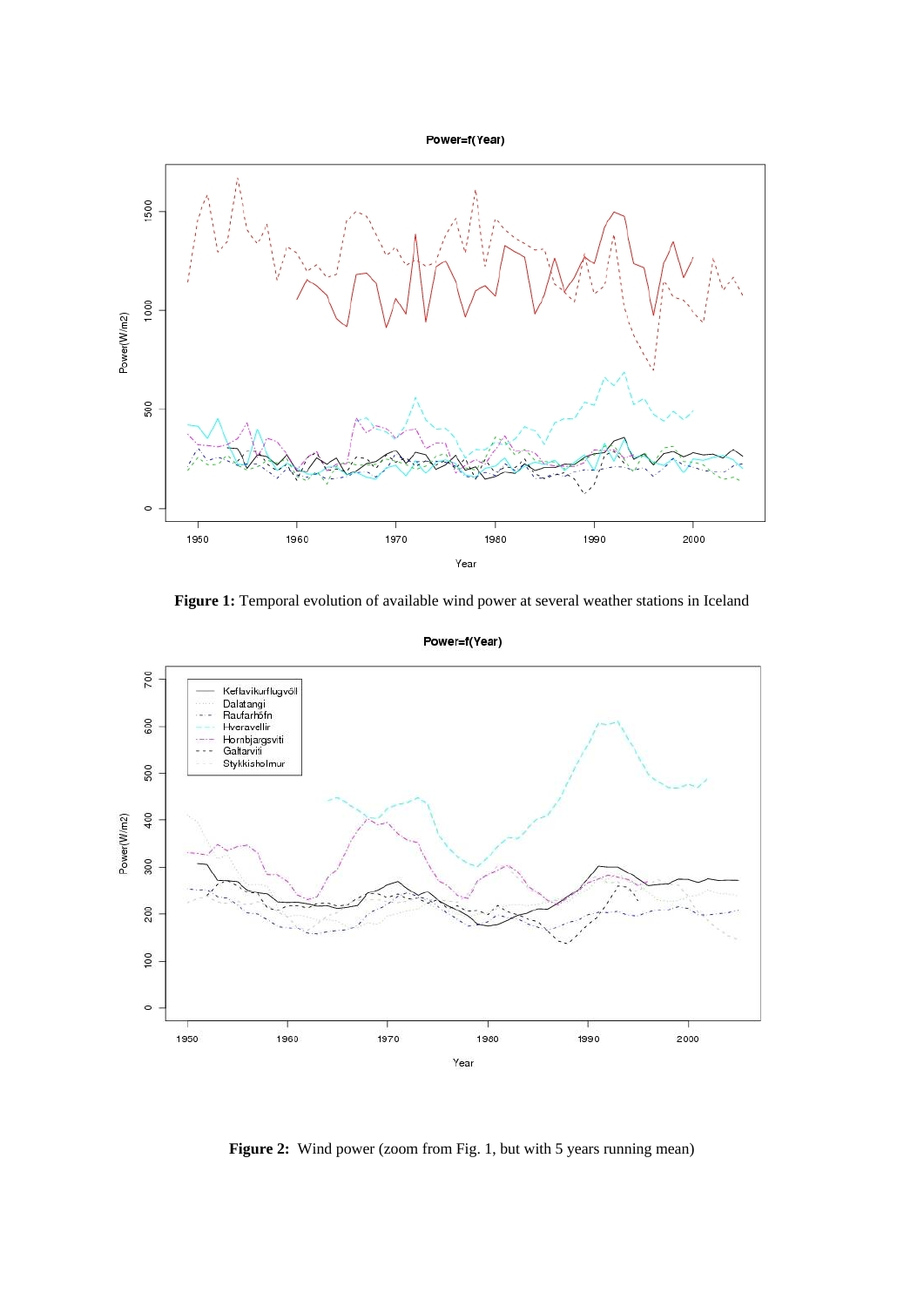**Figure 1:** Temporal evolution of available wind power at several weather stations in Iceland

**Figure 2:** Wind power (zoom from Fig. 1, but with 5 years running mean)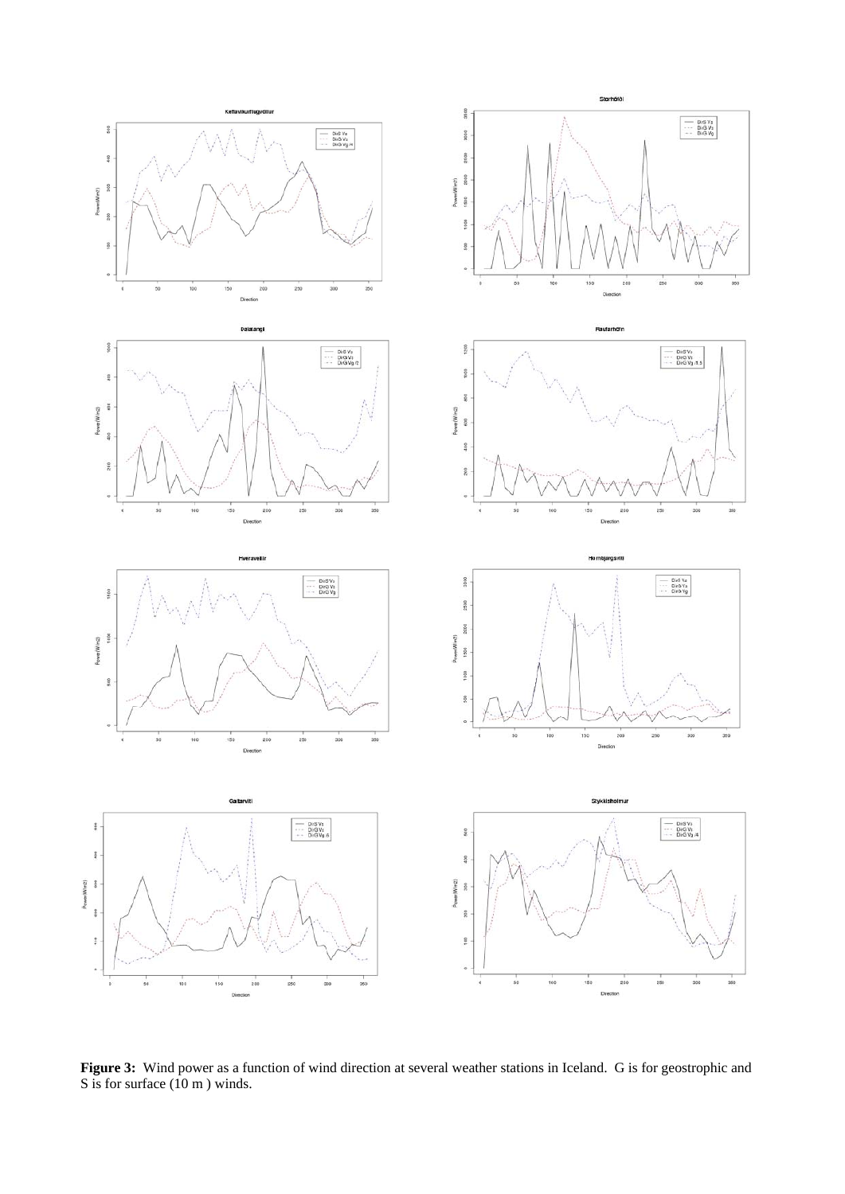**Figure 3:** Wind power as a function of wind direction at several weather stations in Iceland. G is for geostrophic and S is for surface (10 m ) winds.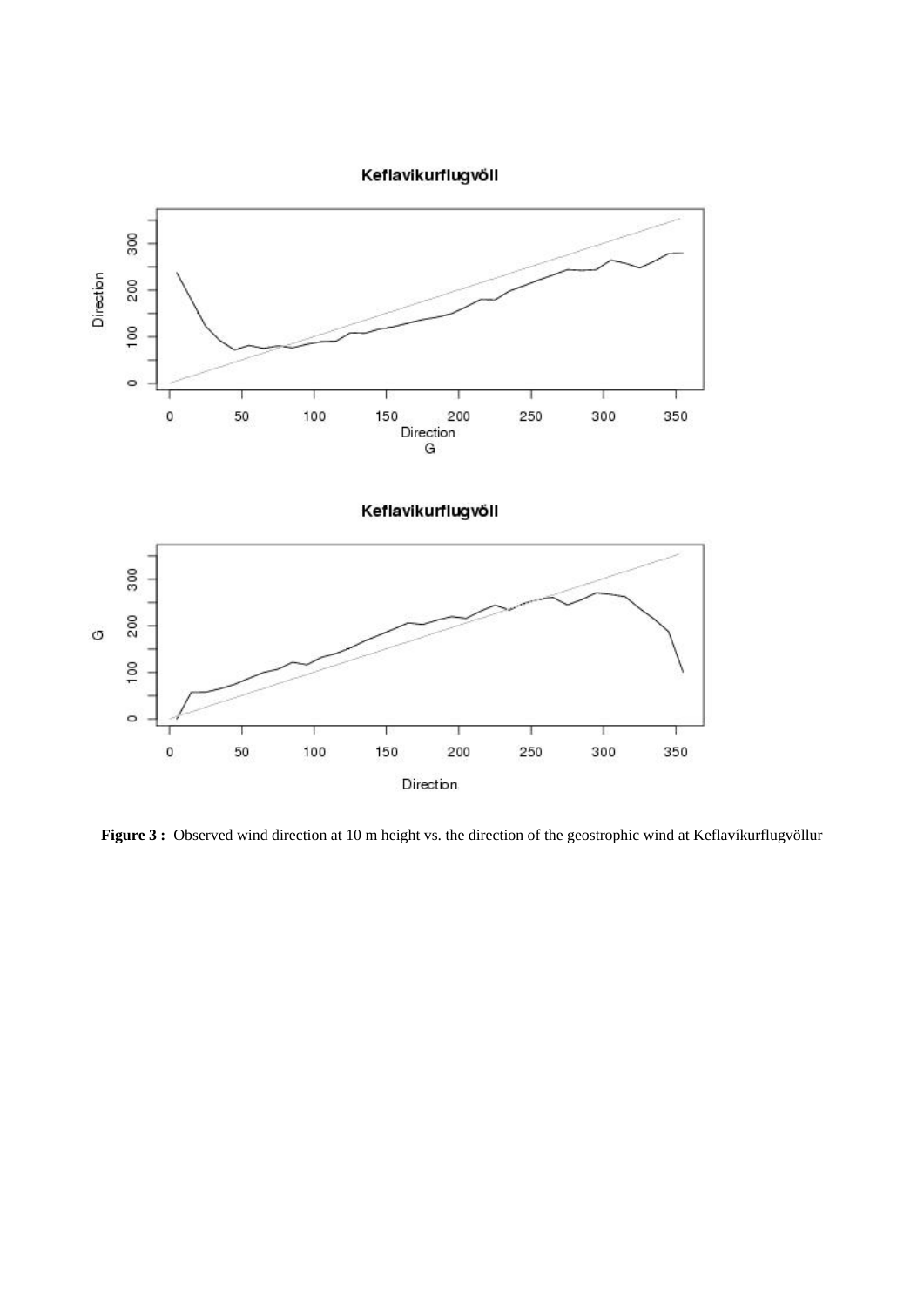Keflavikurflugvöll

Direction

0
100
200
300

0 50 100 150 200 250 300 350

Direction
G

Keflavikurflugvöll

G

0
100
200
300

0 50 100 150 200 250 300 350

Direction

**Figure 3 :** Observed wind direction at 10 m height vs. the direction of the geostrophic wind at Keflavíkurflugvöllur